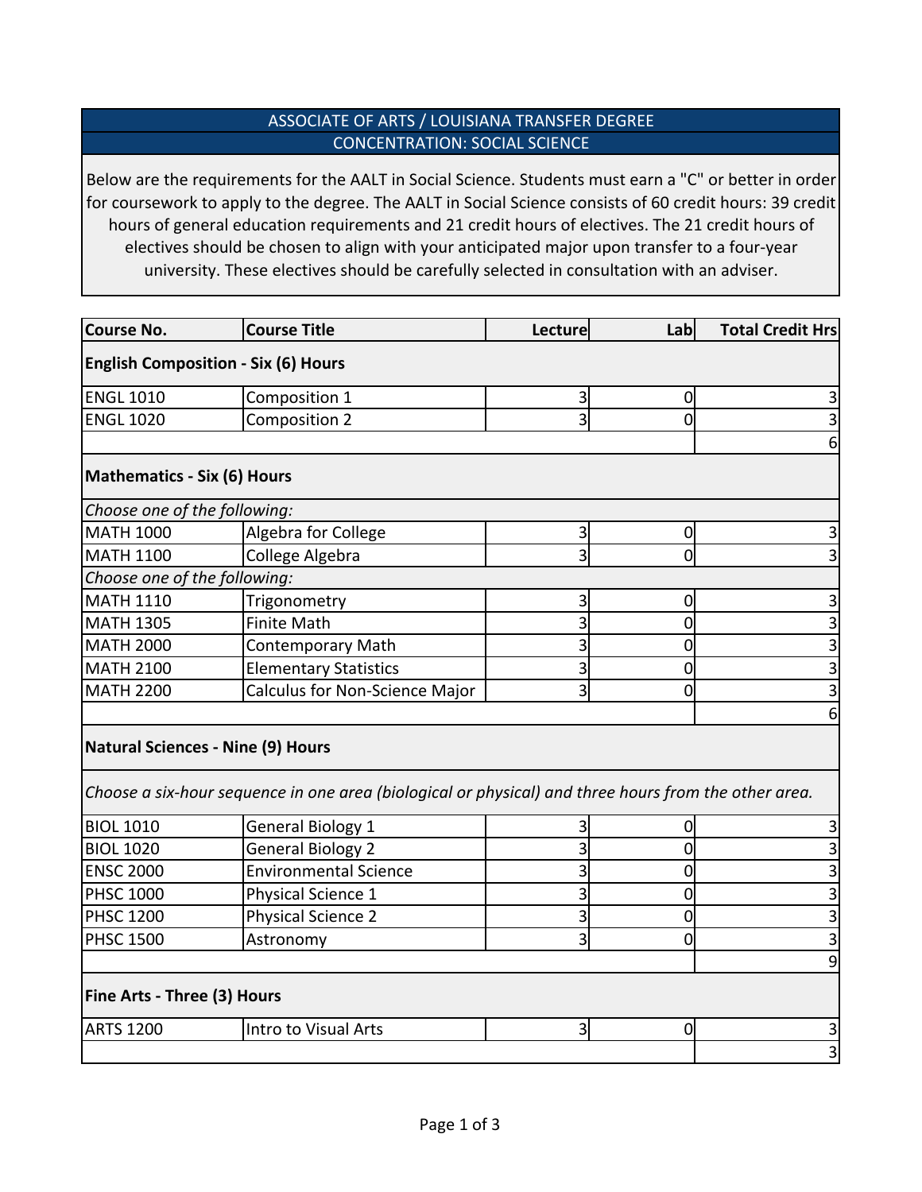## ASSOCIATE OF ARTS / LOUISIANA TRANSFER DEGREE

### CONCENTRATION: SOCIAL SCIENCE

Below are the requirements for the AALT in Social Science. Students must earn a "C" or better in order for coursework to apply to the degree. The AALT in Social Science consists of 60 credit hours: 39 credit hours of general education requirements and 21 credit hours of electives. The 21 credit hours of electives should be chosen to align with your anticipated major upon transfer to a four-year university. These electives should be carefully selected in consultation with an adviser.

| Course No. | Course Title | Lecture | Lab | Total Credit Hrs |
|---|---|---|---|---|
| **English Composition - Six (6) Hours** | | | | |
| ENGL 1010 | Composition 1 | 3 | 0 | 3 |
| ENGL 1020 | Composition 2 | 3 | 0 | 3 |
| | | | | 6 |
| **Mathematics - Six (6) Hours** | | | | |
| *Choose one of the following:* | | | | |
| MATH 1000 | Algebra for College | 3 | 0 | 3 |
| MATH 1100 | College Algebra | 3 | 0 | 3 |
| *Choose one of the following:* | | | | |
| MATH 1110 | Trigonometry | 3 | 0 | 3 |
| MATH 1305 | Finite Math | 3 | 0 | 3 |
| MATH 2000 | Contemporary Math | 3 | 0 | 3 |
| MATH 2100 | Elementary Statistics | 3 | 0 | 3 |
| MATH 2200 | Calculus for Non-Science Major | 3 | 0 | 3 |
| | | | | 6 |
| **Natural Sciences - Nine (9) Hours** | | | | |
| *Choose a six-hour sequence in one area (biological or physical) and three hours from the other area.* | | | | |
| BIOL 1010 | General Biology 1 | 3 | 0 | 3 |
| BIOL 1020 | General Biology 2 | 3 | 0 | 3 |
| ENSC 2000 | Environmental Science | 3 | 0 | 3 |
| PHSC 1000 | Physical Science 1 | 3 | 0 | 3 |
| PHSC 1200 | Physical Science 2 | 3 | 0 | 3 |
| PHSC 1500 | Astronomy | 3 | 0 | 3 |
| | | | | 9 |
| **Fine Arts - Three (3) Hours** | | | | |
| ARTS 1200 | Intro to Visual Arts | 3 | 0 | 3 |
| | | | | 3 |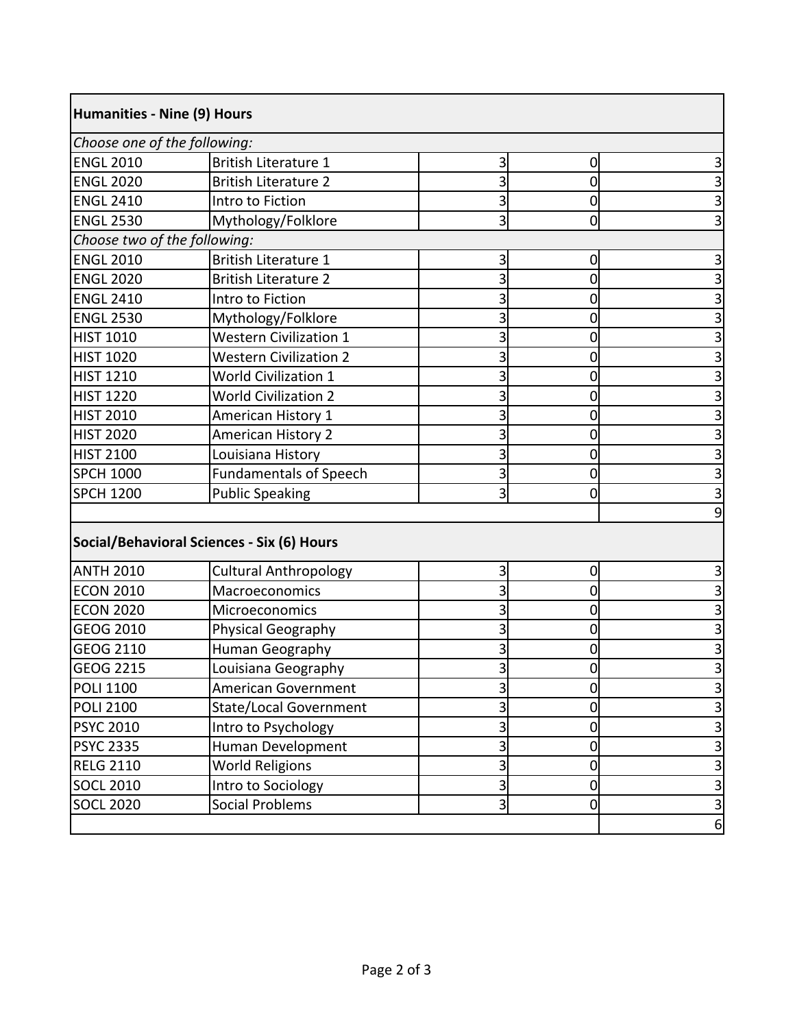| Humanities - Nine (9) Hours | | | | |
|---|---|---|---|---|
| *Choose one of the following:* | | | | |
| ENGL 2010 | British Literature 1 | 3 | 0 | 3 |
| ENGL 2020 | British Literature 2 | 3 | 0 | 3 |
| ENGL 2410 | Intro to Fiction | 3 | 0 | 3 |
| ENGL 2530 | Mythology/Folklore | 3 | 0 | 3 |
| *Choose two of the following:* | | | | |
| ENGL 2010 | British Literature 1 | 3 | 0 | 3 |
| ENGL 2020 | British Literature 2 | 3 | 0 | 3 |
| ENGL 2410 | Intro to Fiction | 3 | 0 | 3 |
| ENGL 2530 | Mythology/Folklore | 3 | 0 | 3 |
| HIST 1010 | Western Civilization 1 | 3 | 0 | 3 |
| HIST 1020 | Western Civilization 2 | 3 | 0 | 3 |
| HIST 1210 | World Civilization 1 | 3 | 0 | 3 |
| HIST 1220 | World Civilization 2 | 3 | 0 | 3 |
| HIST 2010 | American History 1 | 3 | 0 | 3 |
| HIST 2020 | American History 2 | 3 | 0 | 3 |
| HIST 2100 | Louisiana History | 3 | 0 | 3 |
| SPCH 1000 | Fundamentals of Speech | 3 | 0 | 3 |
| SPCH 1200 | Public Speaking | 3 | 0 | 3 |
| | | | | 9 |

| Social/Behavioral Sciences - Six (6) Hours | | | | |
|---|---|---|---|---|
| ANTH 2010 | Cultural Anthropology | 3 | 0 | 3 |
| ECON 2010 | Macroeconomics | 3 | 0 | 3 |
| ECON 2020 | Microeconomics | 3 | 0 | 3 |
| GEOG 2010 | Physical Geography | 3 | 0 | 3 |
| GEOG 2110 | Human Geography | 3 | 0 | 3 |
| GEOG 2215 | Louisiana Geography | 3 | 0 | 3 |
| POLI 1100 | American Government | 3 | 0 | 3 |
| POLI 2100 | State/Local Government | 3 | 0 | 3 |
| PSYC 2010 | Intro to Psychology | 3 | 0 | 3 |
| PSYC 2335 | Human Development | 3 | 0 | 3 |
| RELG 2110 | World Religions | 3 | 0 | 3 |
| SOCL 2010 | Intro to Sociology | 3 | 0 | 3 |
| SOCL 2020 | Social Problems | 3 | 0 | 3 |
| | | | | 6 |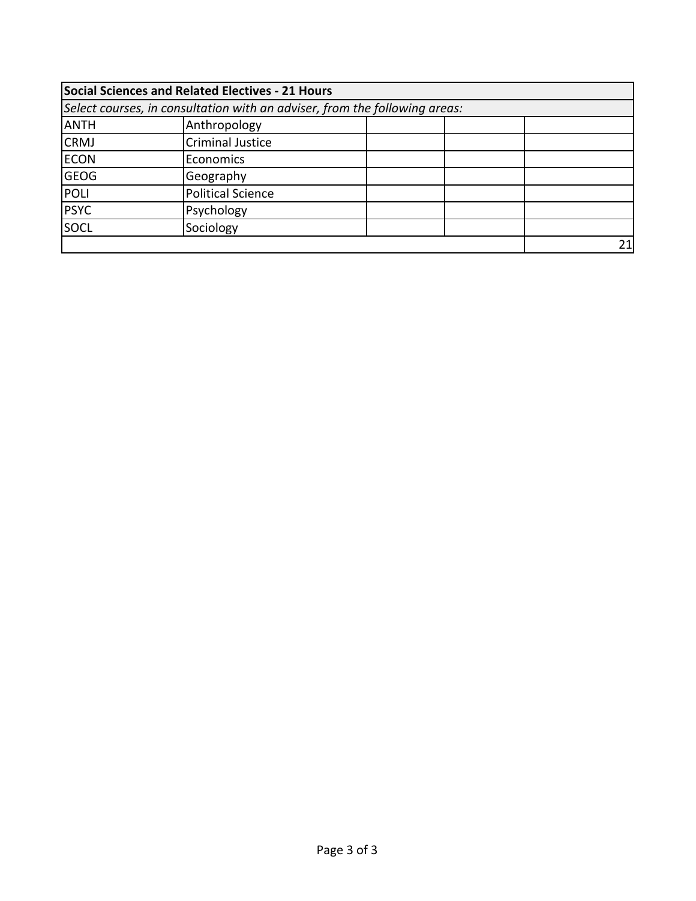| Social Sciences and Related Electives - 21 Hours | | | | |
|---|---|---|---|---|
| *Select courses, in consultation with an adviser, from the following areas:* | | | | |
| ANTH | Anthropology | | | |
| CRMJ | Criminal Justice | | | |
| ECON | Economics | | | |
| GEOG | Geography | | | |
| POLI | Political Science | | | |
| PSYC | Psychology | | | |
| SOCL | Sociology | | | |
| | | | | 21 |